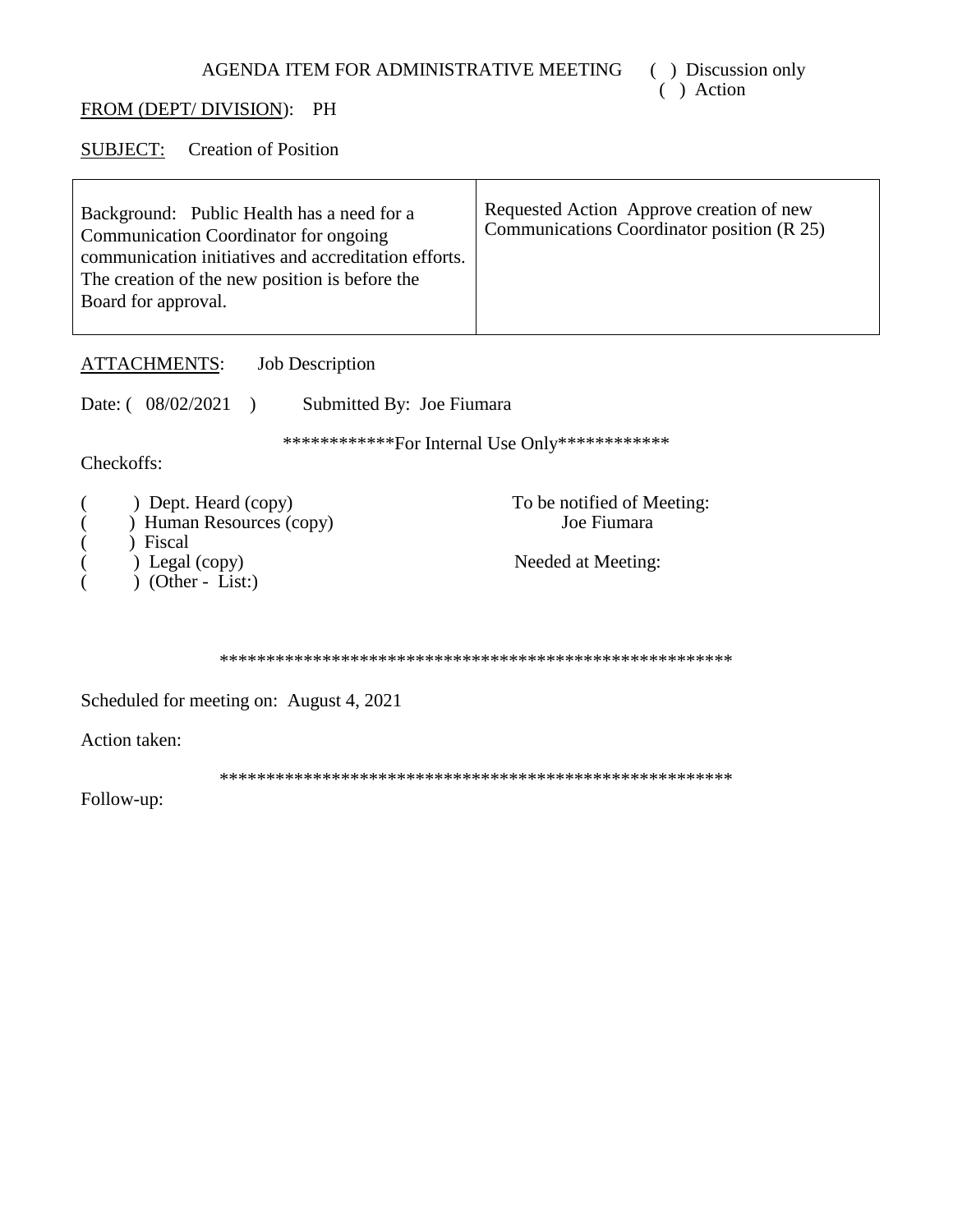AGENDA ITEM FOR ADMINISTRATIVE MEETING ( ) Discussion only
( ) Action

<u>FROM (DEPT/ DIVISION)</u>: PH

<u>SUBJECT:</u> Creation of Position

| Background: Public Health has a need for a Communication Coordinator for ongoing communication initiatives and accreditation efforts. The creation of the new position is before the Board for approval. | Requested Action Approve creation of new Communications Coordinator position (R 25) |
|---|---|

<u>ATTACHMENTS</u>: Job Description

Date: ( 08/02/2021 ) Submitted By: Joe Fiumara

************For Internal Use Only************

Checkoffs:

( ) Dept. Heard (copy)
( ) Human Resources (copy)
( ) Fiscal
( ) Legal (copy)
( ) (Other - List:)

To be notified of Meeting:
Joe Fiumara

Needed at Meeting:

*******************************************************

Scheduled for meeting on: August 4, 2021

Action taken:

*******************************************************

Follow-up: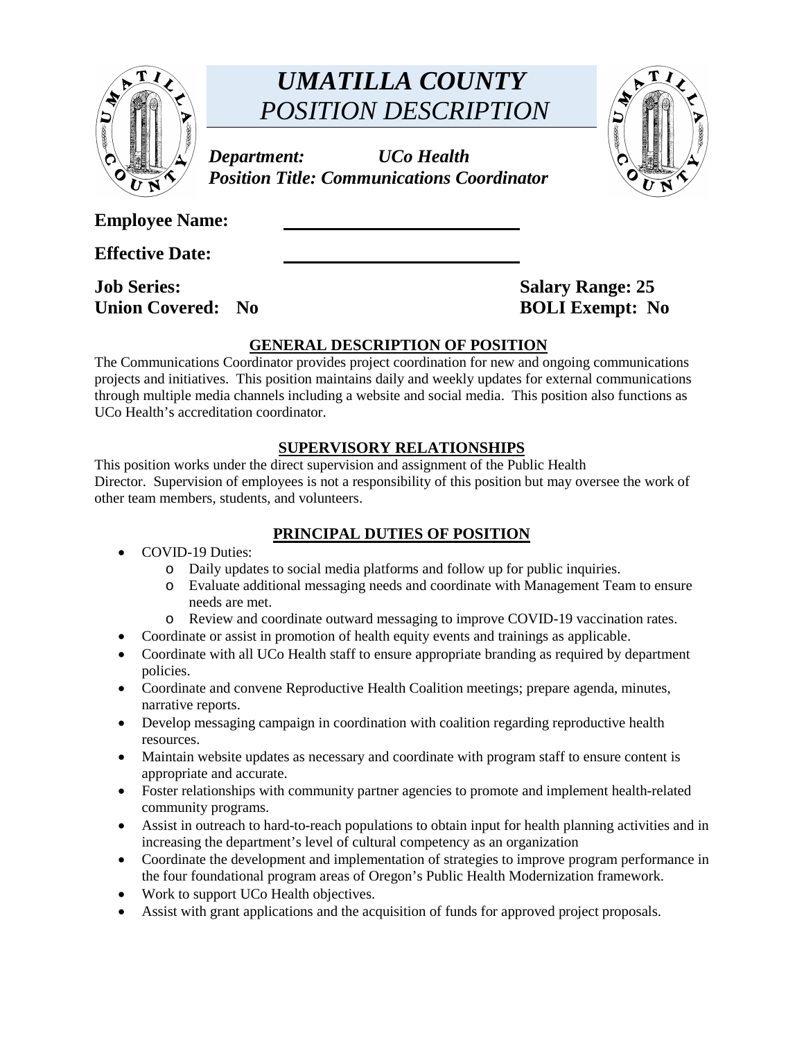# *UMATILLA COUNTY*
## *POSITION DESCRIPTION*

***Department:*** ***UCo Health***
***Position Title: Communications Coordinator***

**Employee Name:** ______________________

**Effective Date:** ______________________

**Job Series:** **Salary Range: 25**
**Union Covered: No** **BOLI Exempt: No**

### GENERAL DESCRIPTION OF POSITION

The Communications Coordinator provides project coordination for new and ongoing communications projects and initiatives. This position maintains daily and weekly updates for external communications through multiple media channels including a website and social media. This position also functions as UCo Health's accreditation coordinator.

### SUPERVISORY RELATIONSHIPS

This position works under the direct supervision and assignment of the Public Health Director. Supervision of employees is not a responsibility of this position but may oversee the work of other team members, students, and volunteers.

### PRINCIPAL DUTIES OF POSITION

- COVID-19 Duties:
  - Daily updates to social media platforms and follow up for public inquiries.
  - Evaluate additional messaging needs and coordinate with Management Team to ensure needs are met.
  - Review and coordinate outward messaging to improve COVID-19 vaccination rates.
- Coordinate or assist in promotion of health equity events and trainings as applicable.
- Coordinate with all UCo Health staff to ensure appropriate branding as required by department policies.
- Coordinate and convene Reproductive Health Coalition meetings; prepare agenda, minutes, narrative reports.
- Develop messaging campaign in coordination with coalition regarding reproductive health resources.
- Maintain website updates as necessary and coordinate with program staff to ensure content is appropriate and accurate.
- Foster relationships with community partner agencies to promote and implement health-related community programs.
- Assist in outreach to hard-to-reach populations to obtain input for health planning activities and in increasing the department's level of cultural competency as an organization
- Coordinate the development and implementation of strategies to improve program performance in the four foundational program areas of Oregon's Public Health Modernization framework.
- Work to support UCo Health objectives.
- Assist with grant applications and the acquisition of funds for approved project proposals.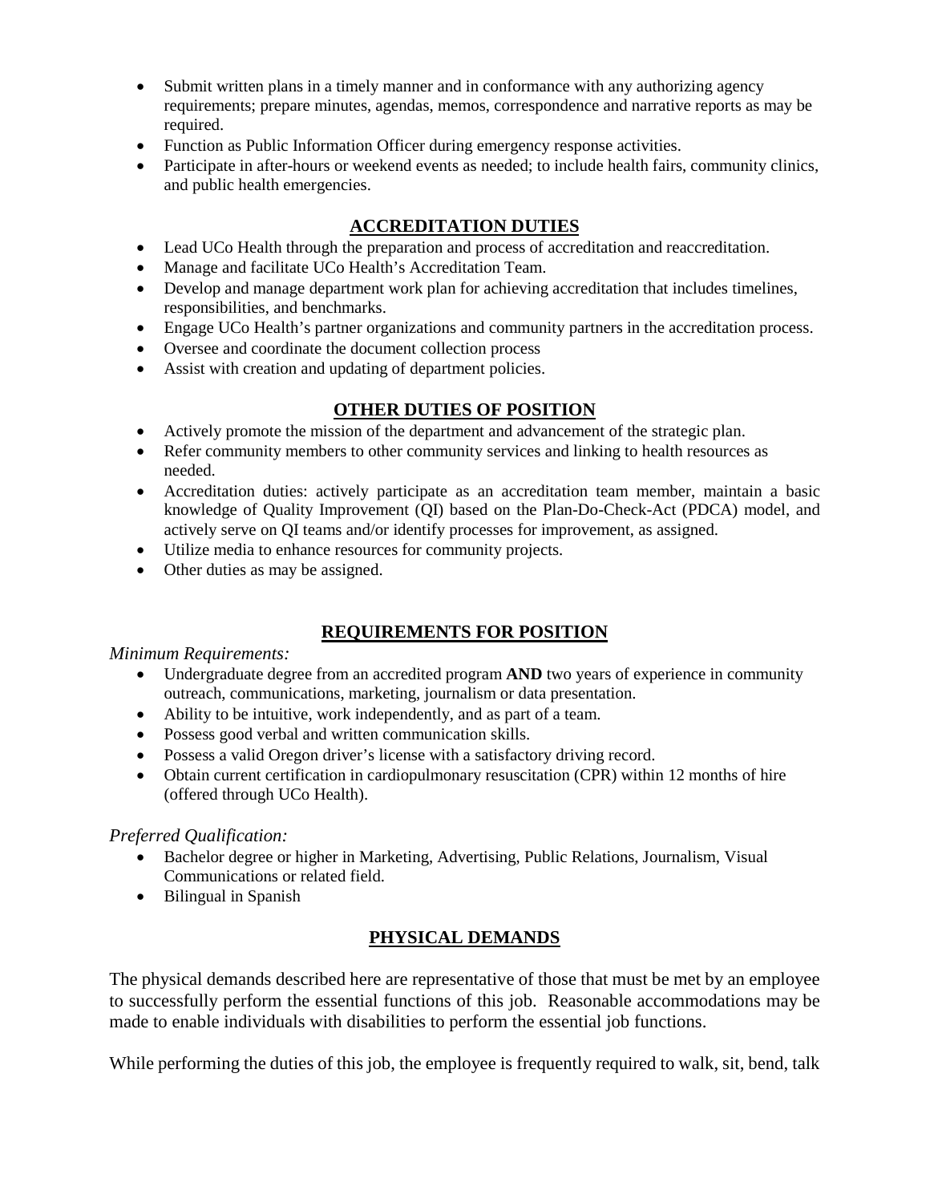- Submit written plans in a timely manner and in conformance with any authorizing agency requirements; prepare minutes, agendas, memos, correspondence and narrative reports as may be required.
- Function as Public Information Officer during emergency response activities.
- Participate in after-hours or weekend events as needed; to include health fairs, community clinics, and public health emergencies.

## ACCREDITATION DUTIES

- Lead UCo Health through the preparation and process of accreditation and reaccreditation.
- Manage and facilitate UCo Health's Accreditation Team.
- Develop and manage department work plan for achieving accreditation that includes timelines, responsibilities, and benchmarks.
- Engage UCo Health's partner organizations and community partners in the accreditation process.
- Oversee and coordinate the document collection process
- Assist with creation and updating of department policies.

## OTHER DUTIES OF POSITION

- Actively promote the mission of the department and advancement of the strategic plan.
- Refer community members to other community services and linking to health resources as needed.
- Accreditation duties: actively participate as an accreditation team member, maintain a basic knowledge of Quality Improvement (QI) based on the Plan-Do-Check-Act (PDCA) model, and actively serve on QI teams and/or identify processes for improvement, as assigned.
- Utilize media to enhance resources for community projects.
- Other duties as may be assigned.

## REQUIREMENTS FOR POSITION

*Minimum Requirements:*

- Undergraduate degree from an accredited program **AND** two years of experience in community outreach, communications, marketing, journalism or data presentation.
- Ability to be intuitive, work independently, and as part of a team.
- Possess good verbal and written communication skills.
- Possess a valid Oregon driver's license with a satisfactory driving record.
- Obtain current certification in cardiopulmonary resuscitation (CPR) within 12 months of hire (offered through UCo Health).

*Preferred Qualification:*

- Bachelor degree or higher in Marketing, Advertising, Public Relations, Journalism, Visual Communications or related field.
- Bilingual in Spanish

## PHYSICAL DEMANDS

The physical demands described here are representative of those that must be met by an employee to successfully perform the essential functions of this job. Reasonable accommodations may be made to enable individuals with disabilities to perform the essential job functions.

While performing the duties of this job, the employee is frequently required to walk, sit, bend, talk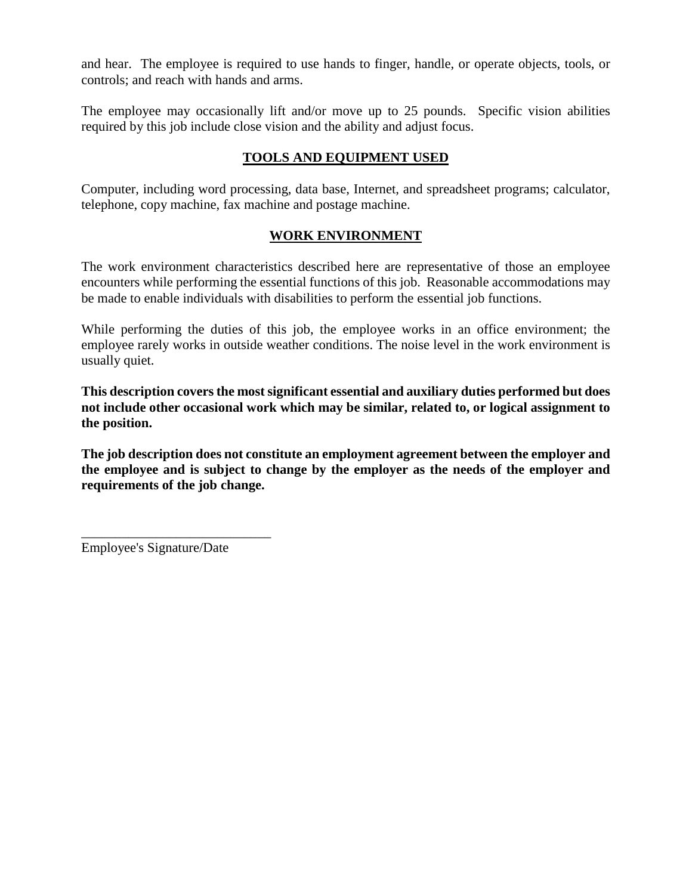and hear. The employee is required to use hands to finger, handle, or operate objects, tools, or controls; and reach with hands and arms.

The employee may occasionally lift and/or move up to 25 pounds. Specific vision abilities required by this job include close vision and the ability and adjust focus.

## TOOLS AND EQUIPMENT USED

Computer, including word processing, data base, Internet, and spreadsheet programs; calculator, telephone, copy machine, fax machine and postage machine.

## WORK ENVIRONMENT

The work environment characteristics described here are representative of those an employee encounters while performing the essential functions of this job. Reasonable accommodations may be made to enable individuals with disabilities to perform the essential job functions.

While performing the duties of this job, the employee works in an office environment; the employee rarely works in outside weather conditions. The noise level in the work environment is usually quiet.

**This description covers the most significant essential and auxiliary duties performed but does not include other occasional work which may be similar, related to, or logical assignment to the position.**

**The job description does not constitute an employment agreement between the employer and the employee and is subject to change by the employer as the needs of the employer and requirements of the job change.**

\_\_\_\_\_\_\_\_\_\_\_\_\_\_\_\_\_\_\_\_\_\_\_\_\_\_\_\_\_\_
Employee's Signature/Date